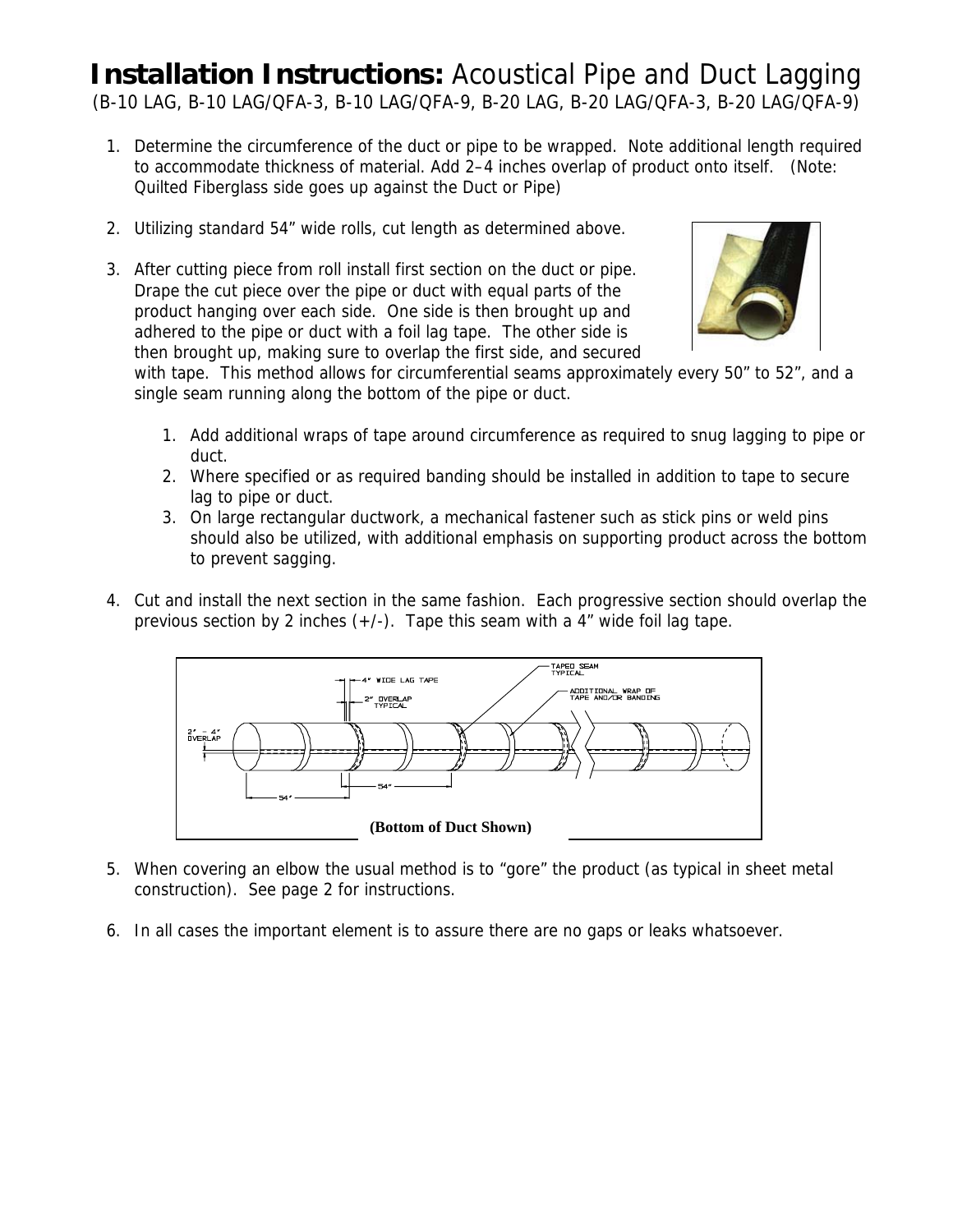# **Installation Instructions:** Acoustical Pipe and Duct Lagging

(B-10 LAG, B-10 LAG/QFA-3, B-10 LAG/QFA-9, B-20 LAG, B-20 LAG/QFA-3, B-20 LAG/QFA-9)

1. Determine the circumference of the duct or pipe to be wrapped. Note additional length required to accommodate thickness of material. Add 2–4 inches overlap of product onto itself. (Note: Quilted Fiberglass side goes up against the Duct or Pipe)

2. Utilizing standard 54" wide rolls, cut length as determined above.

3. After cutting piece from roll install first section on the duct or pipe. Drape the cut piece over the pipe or duct with equal parts of the product hanging over each side. One side is then brought up and adhered to the pipe or duct with a foil lag tape. The other side is then brought up, making sure to overlap the first side, and secured with tape. This method allows for circumferential seams approximately every 50" to 52", and a single seam running along the bottom of the pipe or duct.

    1. Add additional wraps of tape around circumference as required to snug lagging to pipe or duct.
    2. Where specified or as required banding should be installed in addition to tape to secure lag to pipe or duct.
    3. On large rectangular ductwork, a mechanical fastener such as stick pins or weld pins should also be utilized, with additional emphasis on supporting product across the bottom to prevent sagging.

4. Cut and install the next section in the same fashion. Each progressive section should overlap the previous section by 2 inches (+/-). Tape this seam with a 4" wide foil lag tape.

(Bottom of Duct Shown)

5. When covering an elbow the usual method is to "gore" the product (as typical in sheet metal construction). See page 2 for instructions.

6. In all cases the important element is to assure there are no gaps or leaks whatsoever.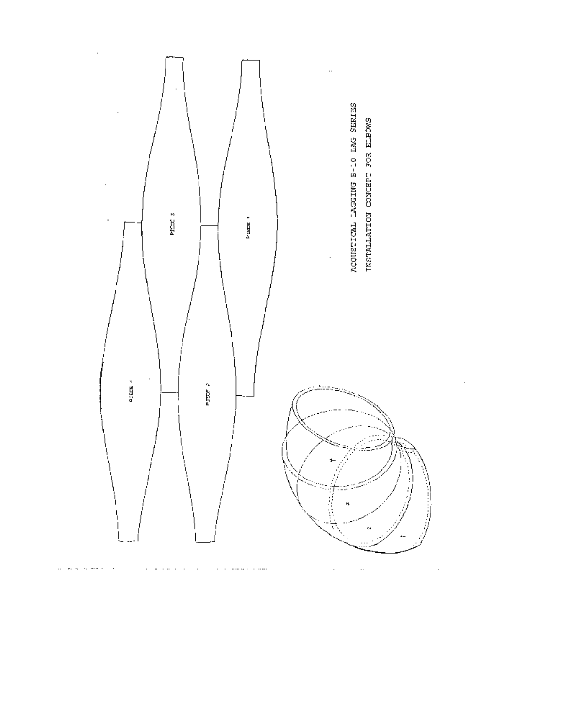PIECE 1

PIECE 2

PIECE 3

PIECE 4

ACOUSTICAL LAGGING B-10 LAG SERIES
INSTALLATION CONCEPT FOR ELBOWS